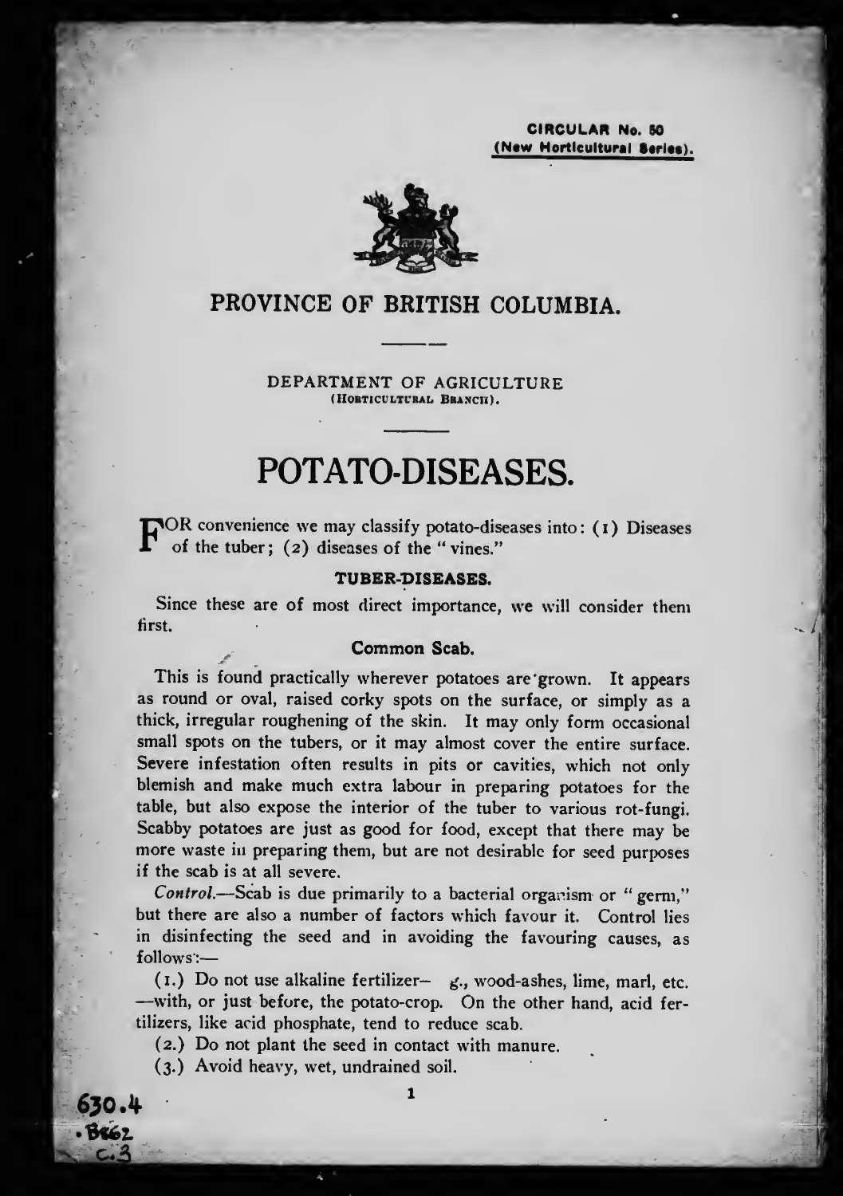**CIRCULAR No. 50**
**(New Horticultural Series).**

# PROVINCE OF BRITISH COLUMBIA.

DEPARTMENT OF AGRICULTURE
(Horticultural Branch).

# POTATO-DISEASES.

FOR convenience we may classify potato-diseases into: (1) Diseases of the tuber; (2) diseases of the "vines."

## TUBER-DISEASES.

Since these are of most direct importance, we will consider them first.

### Common Scab.

This is found practically wherever potatoes are grown. It appears as round or oval, raised corky spots on the surface, or simply as a thick, irregular roughening of the skin. It may only form occasional small spots on the tubers, or it may almost cover the entire surface. Severe infestation often results in pits or cavities, which not only blemish and make much extra labour in preparing potatoes for the table, but also expose the interior of the tuber to various rot-fungi. Scabby potatoes are just as good for food, except that there may be more waste in preparing them, but are not desirable for seed purposes if the scab is at all severe.

*Control.*—Scab is due primarily to a bacterial organism or "germ," but there are also a number of factors which favour it. Control lies in disinfecting the seed and in avoiding the favouring causes, as follows:—

(1.) Do not use alkaline fertilizer— g., wood-ashes, lime, marl, etc. —with, or just before, the potato-crop. On the other hand, acid fertilizers, like acid phosphate, tend to reduce scab.

(2.) Do not plant the seed in contact with manure.

(3.) Avoid heavy, wet, undrained soil.

630.4
.B862
c.3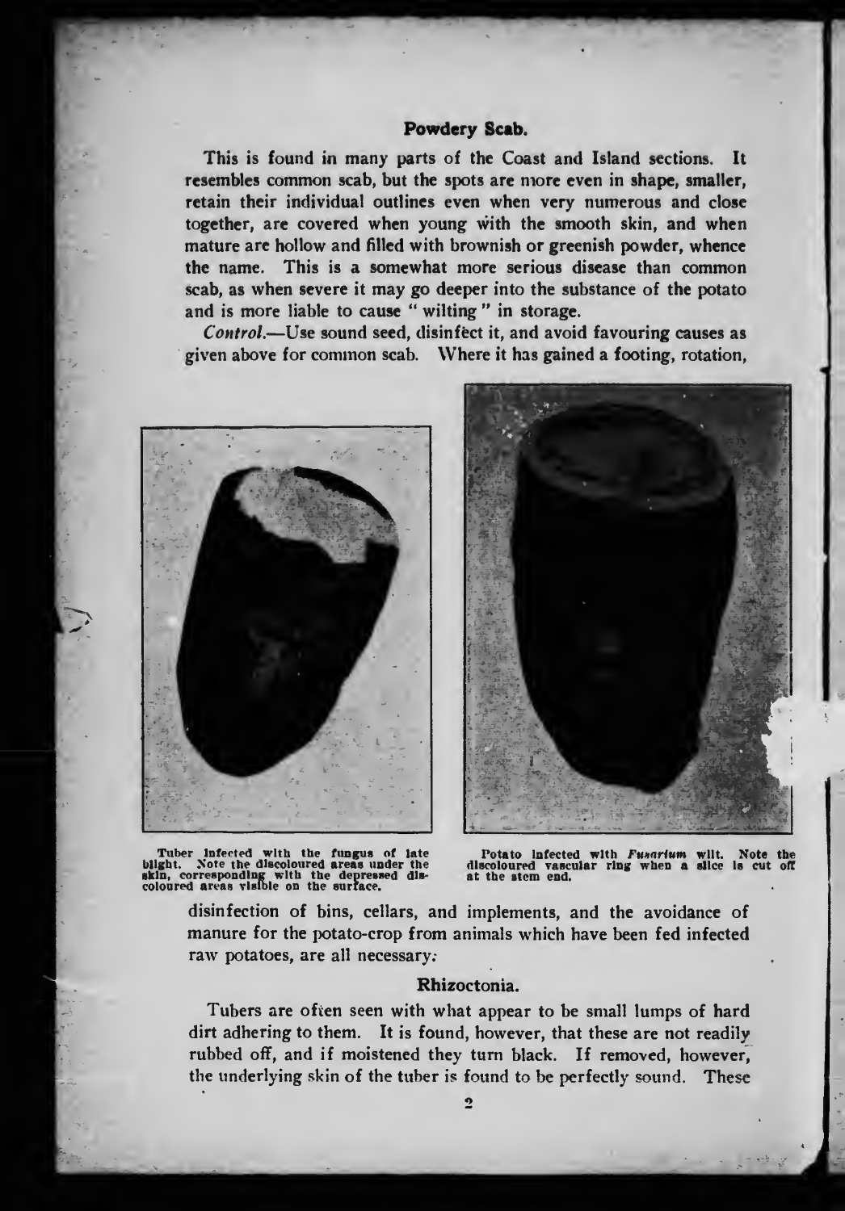## Powdery Scab.

This is found in many parts of the Coast and Island sections. It resembles common scab, but the spots are more even in shape, smaller, retain their individual outlines even when very numerous and close together, are covered when young with the smooth skin, and when mature are hollow and filled with brownish or greenish powder, whence the name. This is a somewhat more serious disease than common scab, as when severe it may go deeper into the substance of the potato and is more liable to cause "wilting" in storage.

*Control.*—Use sound seed, disinfect it, and avoid favouring causes as given above for common scab. Where it has gained a footing, rotation, disinfection of bins, cellars, and implements, and the avoidance of manure for the potato-crop from animals which have been fed infected raw potatoes, are all necessary.

Tuber infected with the fungus of late blight. Note the discoloured areas under the skin, corresponding with the depressed discoloured areas visible on the surface.

Potato infected with *Fusarium* wilt. Note the discoloured vascular ring when a slice is cut off at the stem end.

## Rhizoctonia.

Tubers are often seen with what appear to be small lumps of hard dirt adhering to them. It is found, however, that these are not readily rubbed off, and if moistened they turn black. If removed, however, the underlying skin of the tuber is found to be perfectly sound. These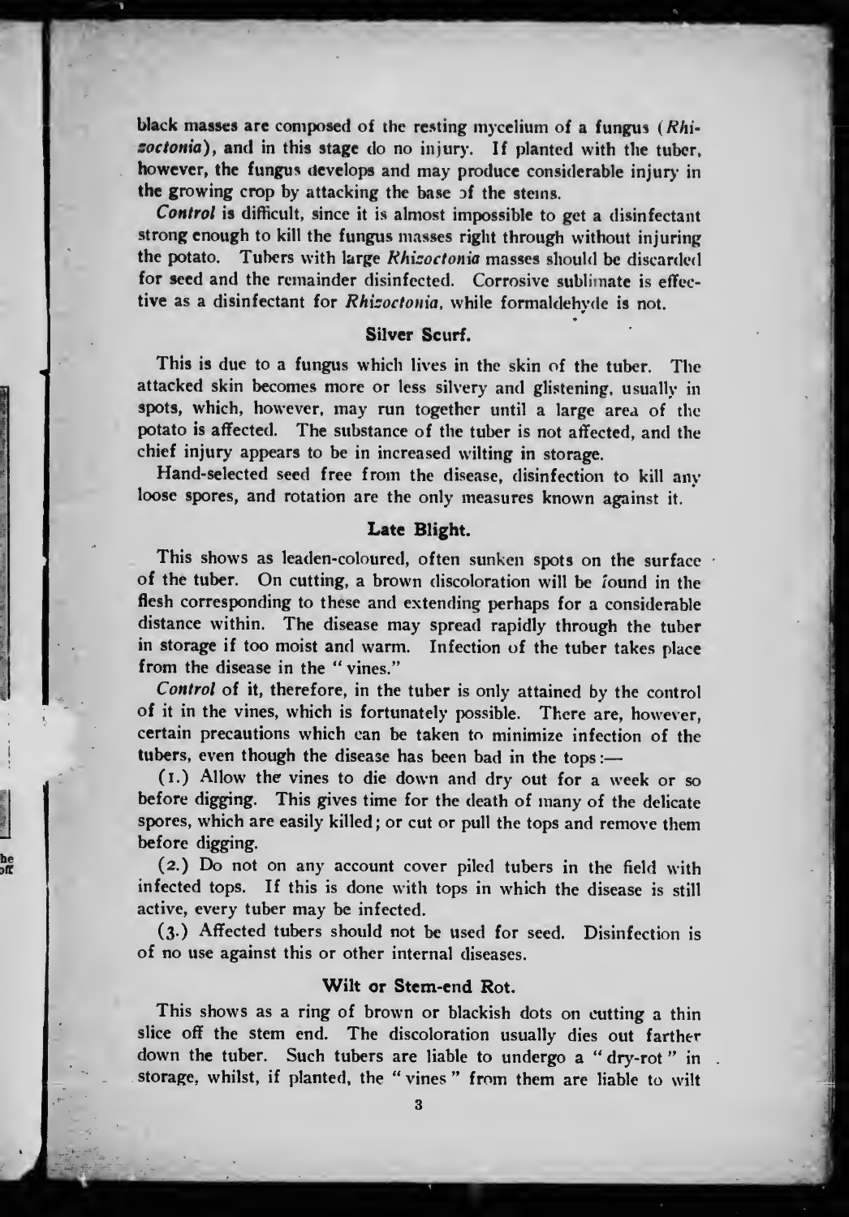black masses are composed of the resting mycelium of a fungus (*Rhizoctonia*), and in this stage do no injury. If planted with the tuber, however, the fungus develops and may produce considerable injury in the growing crop by attacking the base of the stems.

***Control*** is difficult, since it is almost impossible to get a disinfectant strong enough to kill the fungus masses right through without injuring the potato. Tubers with large *Rhizoctonia* masses should be discarded for seed and the remainder disinfected. Corrosive sublimate is effective as a disinfectant for *Rhizoctonia*, while formaldehyde is not.

### Silver Scurf.

This is due to a fungus which lives in the skin of the tuber. The attacked skin becomes more or less silvery and glistening, usually in spots, which, however, may run together until a large area of the potato is affected. The substance of the tuber is not affected, and the chief injury appears to be in increased wilting in storage.

Hand-selected seed free from the disease, disinfection to kill any loose spores, and rotation are the only measures known against it.

### Late Blight.

This shows as leaden-coloured, often sunken spots on the surface of the tuber. On cutting, a brown discoloration will be found in the flesh corresponding to these and extending perhaps for a considerable distance within. The disease may spread rapidly through the tuber in storage if too moist and warm. Infection of the tuber takes place from the disease in the "vines."

***Control*** of it, therefore, in the tuber is only attained by the control of it in the vines, which is fortunately possible. There are, however, certain precautions which can be taken to minimize infection of the tubers, even though the disease has been bad in the tops:—

(1.) Allow the vines to die down and dry out for a week or so before digging. This gives time for the death of many of the delicate spores, which are easily killed; or cut or pull the tops and remove them before digging.

(2.) Do not on any account cover piled tubers in the field with infected tops. If this is done with tops in which the disease is still active, every tuber may be infected.

(3.) Affected tubers should not be used for seed. Disinfection is of no use against this or other internal diseases.

### Wilt or Stem-end Rot.

This shows as a ring of brown or blackish dots on cutting a thin slice off the stem end. The discoloration usually dies out farther down the tuber. Such tubers are liable to undergo a "dry-rot" in storage, whilst, if planted, the "vines" from them are liable to wilt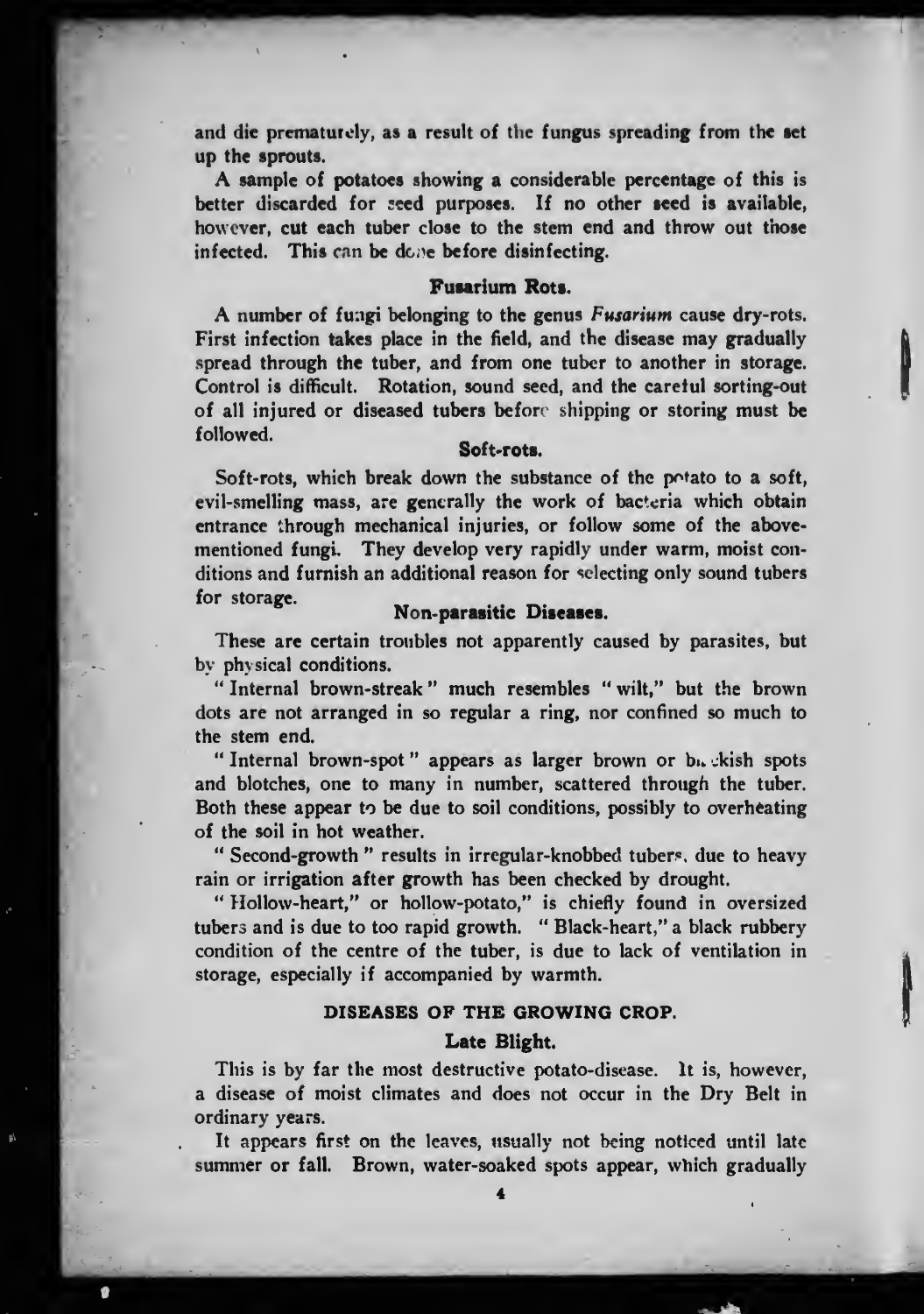and die prematurely, as a result of the fungus spreading from the set up the sprouts.

A sample of potatoes showing a considerable percentage of this is better discarded for seed purposes. If no other seed is available, however, cut each tuber close to the stem end and throw out those infected. This can be done before disinfecting.

### Fusarium Rots.

A number of fungi belonging to the genus *Fusarium* cause dry-rots. First infection takes place in the field, and the disease may gradually spread through the tuber, and from one tuber to another in storage. Control is difficult. Rotation, sound seed, and the careful sorting-out of all injured or diseased tubers before shipping or storing must be followed.

### Soft-rots.

Soft-rots, which break down the substance of the potato to a soft, evil-smelling mass, are generally the work of bacteria which obtain entrance through mechanical injuries, or follow some of the above-mentioned fungi. They develop very rapidly under warm, moist conditions and furnish an additional reason for selecting only sound tubers for storage.

### Non-parasitic Diseases.

These are certain troubles not apparently caused by parasites, but by physical conditions.

"Internal brown-streak" much resembles "wilt," but the brown dots are not arranged in so regular a ring, nor confined so much to the stem end.

"Internal brown-spot" appears as larger brown or blackish spots and blotches, one to many in number, scattered through the tuber. Both these appear to be due to soil conditions, possibly to overheating of the soil in hot weather.

"Second-growth" results in irregular-knobbed tubers, due to heavy rain or irrigation after growth has been checked by drought.

"Hollow-heart," or hollow-potato," is chiefly found in oversized tubers and is due to too rapid growth. "Black-heart," a black rubbery condition of the centre of the tuber, is due to lack of ventilation in storage, especially if accompanied by warmth.

## DISEASES OF THE GROWING CROP.

### Late Blight.

This is by far the most destructive potato-disease. It is, however, a disease of moist climates and does not occur in the Dry Belt in ordinary years.

It appears first on the leaves, usually not being noticed until late summer or fall. Brown, water-soaked spots appear, which gradually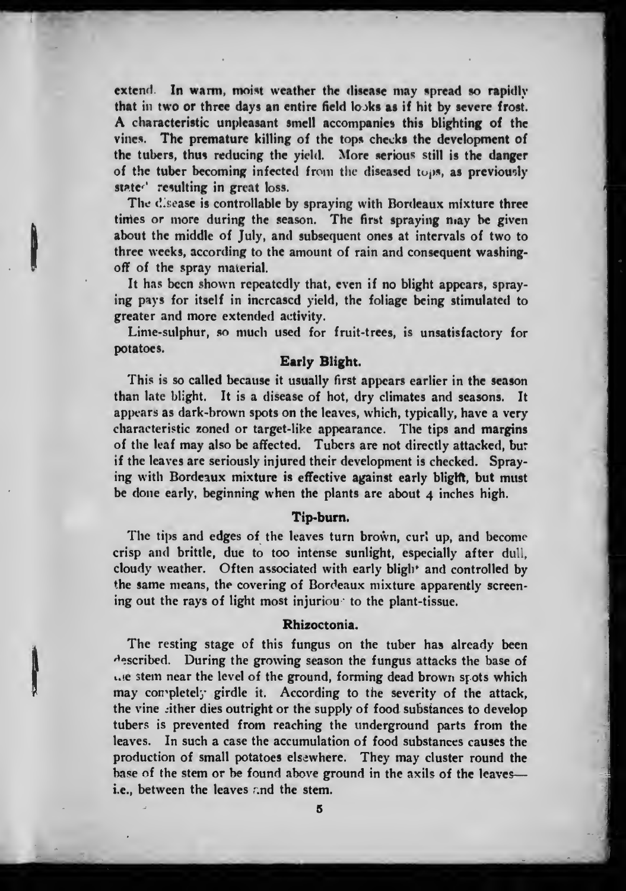extend. In warm, moist weather the disease may spread so rapidly that in two or three days an entire field looks as if hit by severe frost. A characteristic unpleasant smell accompanies this blighting of the vines. The premature killing of the tops checks the development of the tubers, thus reducing the yield. More serious still is the danger of the tuber becoming infected from the diseased tops, as previously stated resulting in great loss.

The disease is controllable by spraying with Bordeaux mixture three times or more during the season. The first spraying may be given about the middle of July, and subsequent ones at intervals of two to three weeks, according to the amount of rain and consequent washing-off of the spray material.

It has been shown repeatedly that, even if no blight appears, spraying pays for itself in increased yield, the foliage being stimulated to greater and more extended activity.

Lime-sulphur, so much used for fruit-trees, is unsatisfactory for potatoes.

### Early Blight.

This is so called because it usually first appears earlier in the season than late blight. It is a disease of hot, dry climates and seasons. It appears as dark-brown spots on the leaves, which, typically, have a very characteristic zoned or target-like appearance. The tips and margins of the leaf may also be affected. Tubers are not directly attacked, but if the leaves are seriously injured their development is checked. Spraying with Bordeaux mixture is effective against early blight, but must be done early, beginning when the plants are about 4 inches high.

### Tip-burn.

The tips and edges of the leaves turn brown, curl up, and become crisp and brittle, due to too intense sunlight, especially after dull, cloudy weather. Often associated with early blight and controlled by the same means, the covering of Bordeaux mixture apparently screening out the rays of light most injurious to the plant-tissue.

### Rhizoctonia.

The resting stage of this fungus on the tuber has already been described. During the growing season the fungus attacks the base of the stem near the level of the ground, forming dead brown spots which may completely girdle it. According to the severity of the attack, the vine either dies outright or the supply of food substances to develop tubers is prevented from reaching the underground parts from the leaves. In such a case the accumulation of food substances causes the production of small potatoes elsewhere. They may cluster round the base of the stem or be found above ground in the axils of the leaves—i.e., between the leaves and the stem.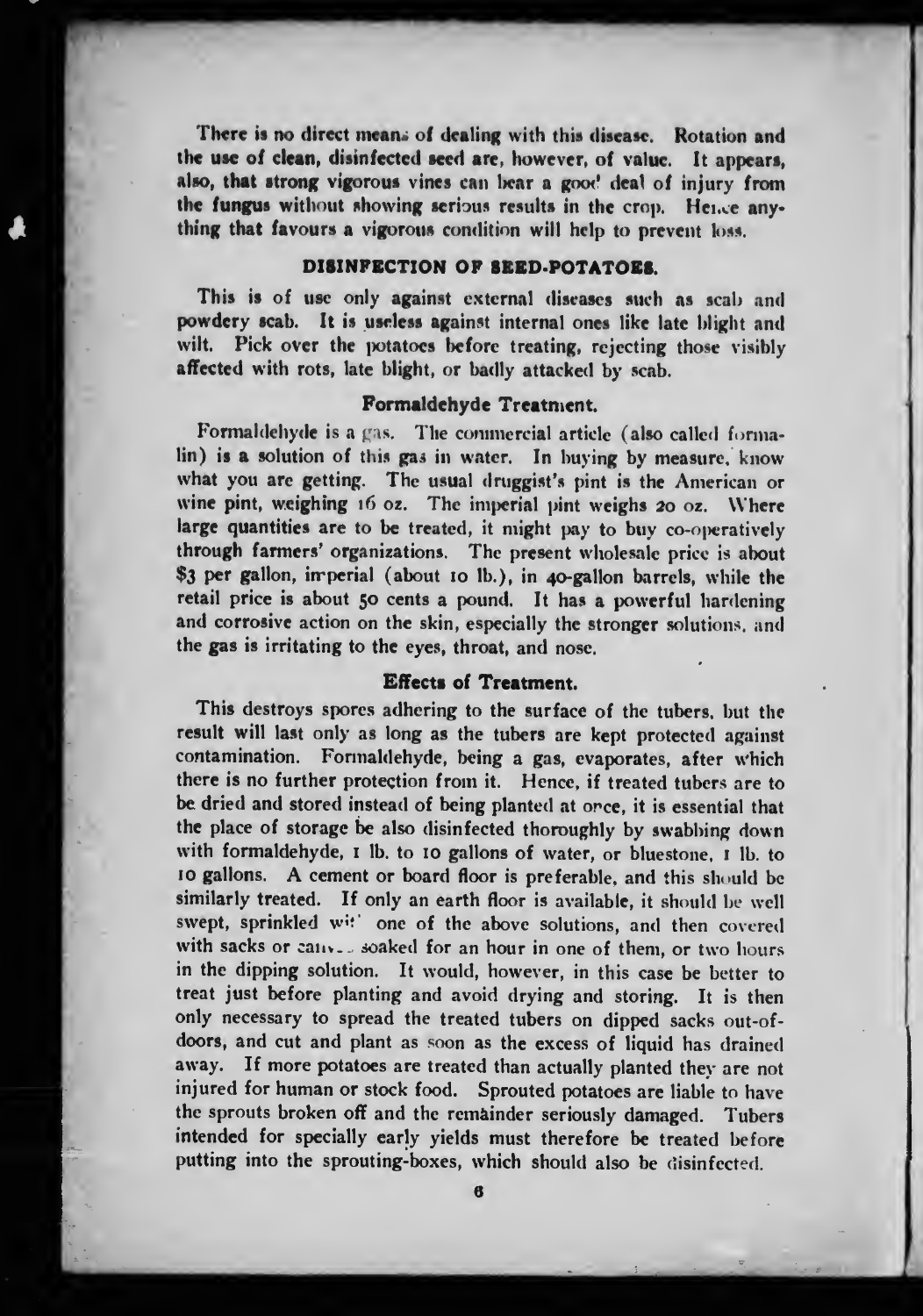There is no direct means of dealing with this disease. Rotation and the use of clean, disinfected seed are, however, of value. It appears, also, that strong vigorous vines can bear a good deal of injury from the fungus without showing serious results in the crop. Hence anything that favours a vigorous condition will help to prevent loss.

## DISINFECTION OF SEED-POTATOES.

This is of use only against external diseases such as scab and powdery scab. It is useless against internal ones like late blight and wilt. Pick over the potatoes before treating, rejecting those visibly affected with rots, late blight, or badly attacked by scab.

### Formaldehyde Treatment.

Formaldehyde is a gas. The commercial article (also called formalin) is a solution of this gas in water. In buying by measure, know what you are getting. The usual druggist's pint is the American or wine pint, weighing 16 oz. The imperial pint weighs 20 oz. Where large quantities are to be treated, it might pay to buy co-operatively through farmers' organizations. The present wholesale price is about $3 per gallon, imperial (about 10 lb.), in 40-gallon barrels, while the retail price is about 50 cents a pound. It has a powerful hardening and corrosive action on the skin, especially the stronger solutions, and the gas is irritating to the eyes, throat, and nose.

### Effects of Treatment.

This destroys spores adhering to the surface of the tubers, but the result will last only as long as the tubers are kept protected against contamination. Formaldehyde, being a gas, evaporates, after which there is no further protection from it. Hence, if treated tubers are to be dried and stored instead of being planted at once, it is essential that the place of storage be also disinfected thoroughly by swabbing down with formaldehyde, 1 lb. to 10 gallons of water, or bluestone, 1 lb. to 10 gallons. A cement or board floor is preferable, and this should be similarly treated. If only an earth floor is available, it should be well swept, sprinkled with one of the above solutions, and then covered with sacks or canvas soaked for an hour in one of them, or two hours in the dipping solution. It would, however, in this case be better to treat just before planting and avoid drying and storing. It is then only necessary to spread the treated tubers on dipped sacks out-of-doors, and cut and plant as soon as the excess of liquid has drained away. If more potatoes are treated than actually planted they are not injured for human or stock food. Sprouted potatoes are liable to have the sprouts broken off and the remainder seriously damaged. Tubers intended for specially early yields must therefore be treated before putting into the sprouting-boxes, which should also be disinfected.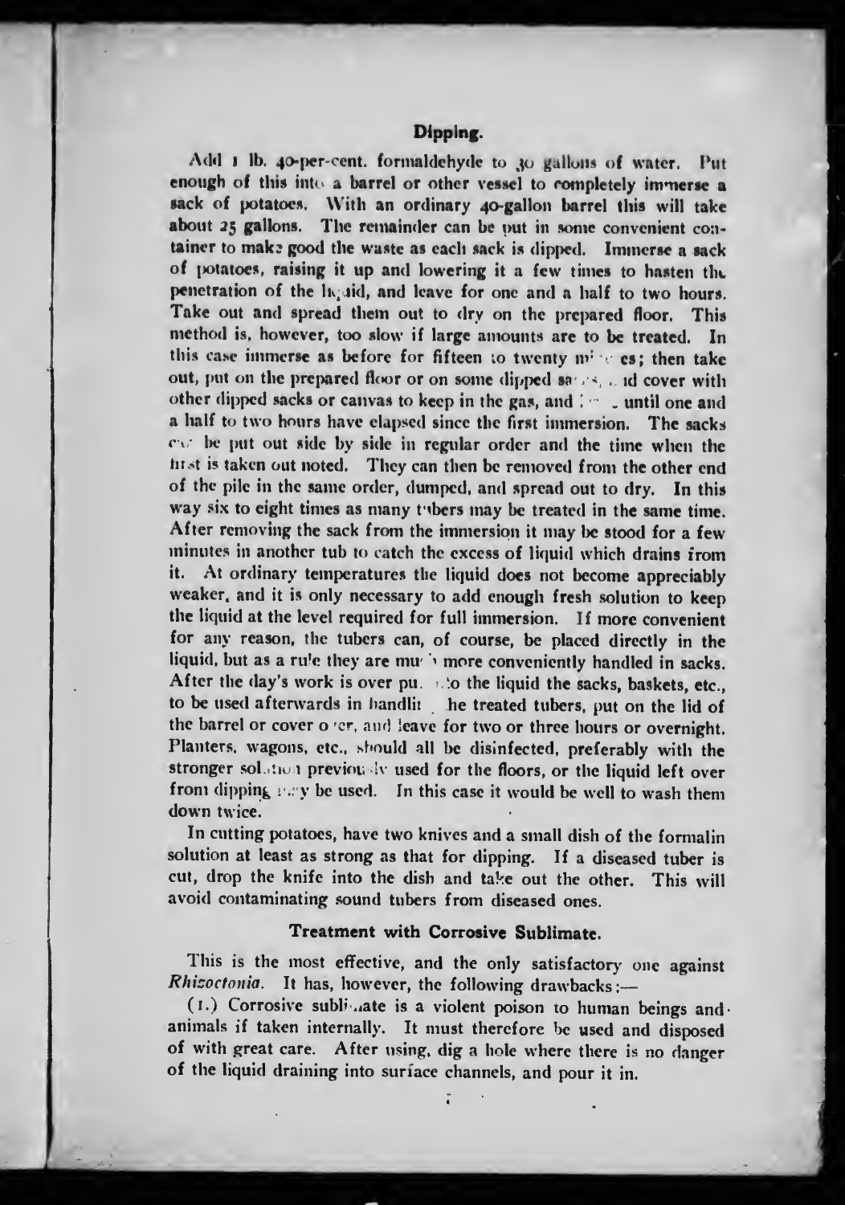## Dipping.

Add 1 lb. 40-per-cent. formaldehyde to 30 gallons of water. Put enough of this into a barrel or other vessel to completely immerse a sack of potatoes. With an ordinary 40-gallon barrel this will take about 25 gallons. The remainder can be put in some convenient container to make good the waste as each sack is dipped. Immerse a sack of potatoes, raising it up and lowering it a few times to hasten the penetration of the liquid, and leave for one and a half to two hours. Take out and spread them out to dry on the prepared floor. This method is, however, too slow if large amounts are to be treated. In this case immerse as before for fifteen to twenty minutes; then take out, put on the prepared floor or on some dipped sacks, and cover with other dipped sacks or canvas to keep in the gas, and leave until one and a half to two hours have elapsed since the first immersion. The sacks can be put out side by side in regular order and the time when the first is taken out noted. They can then be removed from the other end of the pile in the same order, dumped, and spread out to dry. In this way six to eight times as many tubers may be treated in the same time. After removing the sack from the immersion it may be stood for a few minutes in another tub to catch the excess of liquid which drains from it. At ordinary temperatures the liquid does not become appreciably weaker, and it is only necessary to add enough fresh solution to keep the liquid at the level required for full immersion. If more convenient for any reason, the tubers can, of course, be placed directly in the liquid, but as a rule they are much more conveniently handled in sacks. After the day's work is over put into the liquid the sacks, baskets, etc., to be used afterwards in handling the treated tubers, put on the lid of the barrel or cover over, and leave for two or three hours or overnight. Planters, wagons, etc., should all be disinfected, preferably with the stronger solution previously used for the floors, or the liquid left over from dipping may be used. In this case it would be well to wash them down twice.

In cutting potatoes, have two knives and a small dish of the formalin solution at least as strong as that for dipping. If a diseased tuber is cut, drop the knife into the dish and take out the other. This will avoid contaminating sound tubers from diseased ones.

### Treatment with Corrosive Sublimate.

This is the most effective, and the only satisfactory one against *Rhizoctonia*. It has, however, the following drawbacks:—

(1.) Corrosive sublimate is a violent poison to human beings and animals if taken internally. It must therefore be used and disposed of with great care. After using, dig a hole where there is no danger of the liquid draining into surface channels, and pour it in.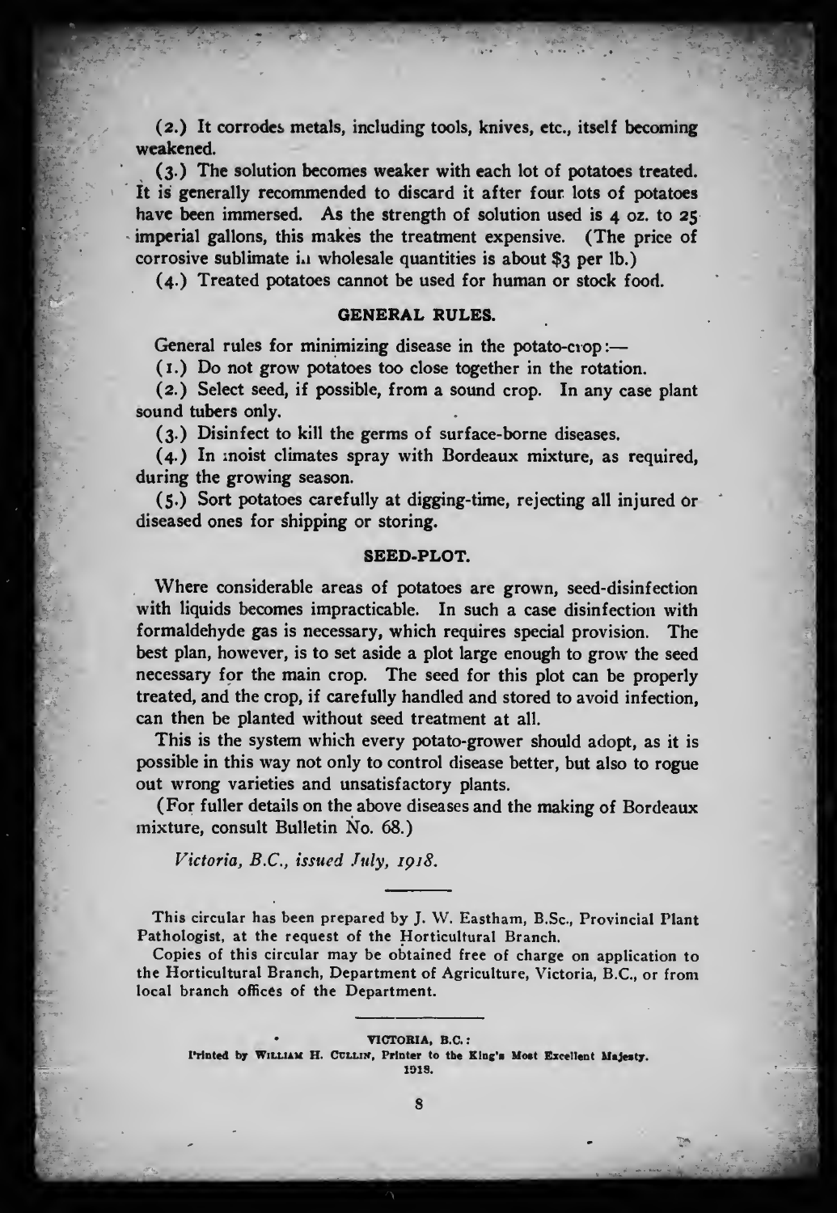(2.) It corrodes metals, including tools, knives, etc., itself becoming weakened.

(3.) The solution becomes weaker with each lot of potatoes treated. It is generally recommended to discard it after four lots of potatoes have been immersed. As the strength of solution used is 4 oz. to 25 imperial gallons, this makes the treatment expensive. (The price of corrosive sublimate in wholesale quantities is about $3 per lb.)

(4.) Treated potatoes cannot be used for human or stock food.

### GENERAL RULES.

General rules for minimizing disease in the potato-crop:—

(1.) Do not grow potatoes too close together in the rotation.

(2.) Select seed, if possible, from a sound crop. In any case plant sound tubers only.

(3.) Disinfect to kill the germs of surface-borne diseases.

(4.) In moist climates spray with Bordeaux mixture, as required, during the growing season.

(5.) Sort potatoes carefully at digging-time, rejecting all injured or diseased ones for shipping or storing.

### SEED-PLOT.

Where considerable areas of potatoes are grown, seed-disinfection with liquids becomes impracticable. In such a case disinfection with formaldehyde gas is necessary, which requires special provision. The best plan, however, is to set aside a plot large enough to grow the seed necessary for the main crop. The seed for this plot can be properly treated, and the crop, if carefully handled and stored to avoid infection, can then be planted without seed treatment at all.

This is the system which every potato-grower should adopt, as it is possible in this way not only to control disease better, but also to rogue out wrong varieties and unsatisfactory plants.

(For fuller details on the above diseases and the making of Bordeaux mixture, consult Bulletin No. 68.)

*Victoria, B.C., issued July, 1918.*

---

This circular has been prepared by J. W. Eastham, B.Sc., Provincial Plant Pathologist, at the request of the Horticultural Branch.

Copies of this circular may be obtained free of charge on application to the Horticultural Branch, Department of Agriculture, Victoria, B.C., or from local branch offices of the Department.

---

VICTORIA, B.C.:
Printed by William H. Cullin, Printer to the King's Most Excellent Majesty.
1918.